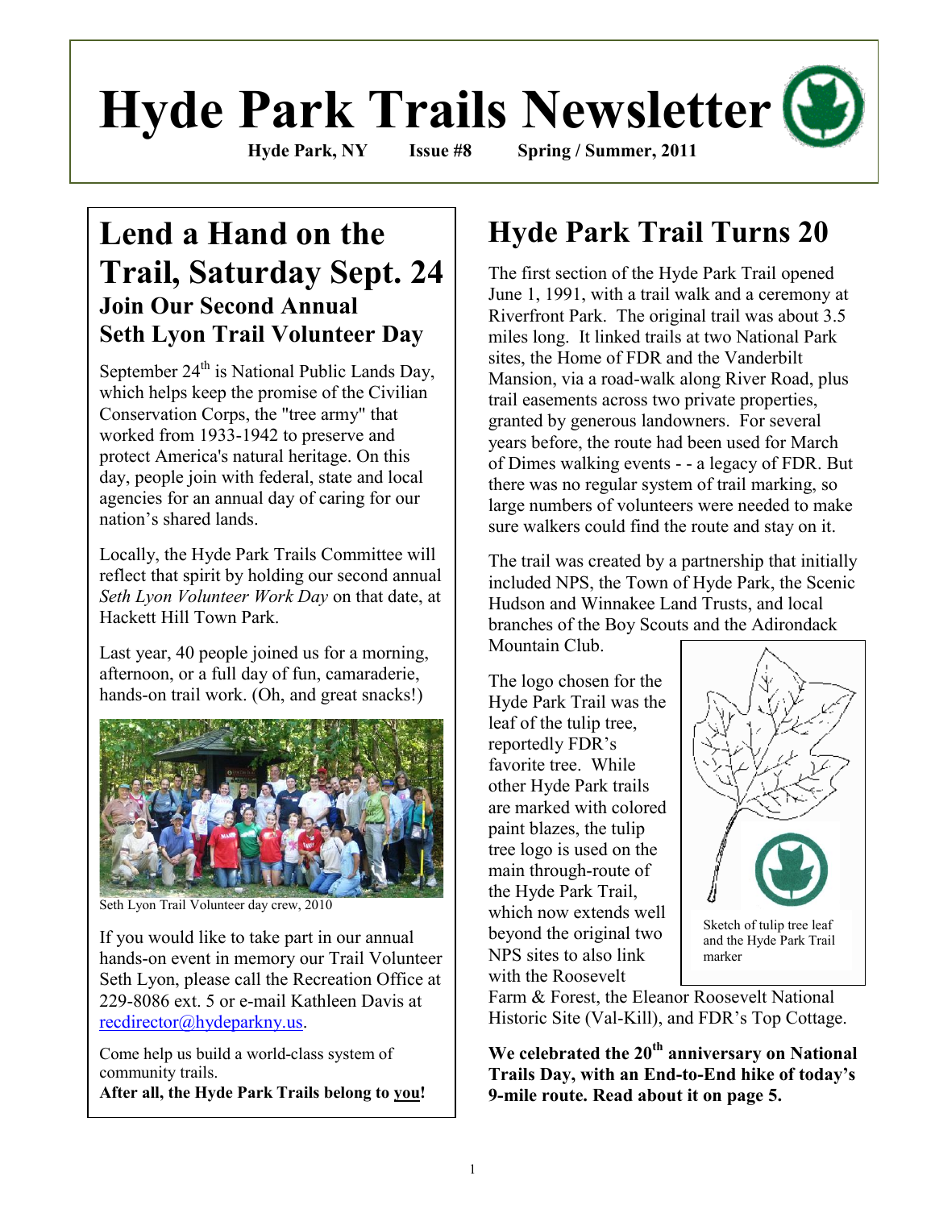# Hyde Park Trails Newsletter

**Hyde Park, NY** **Issue #8** **Spring / Summer, 2011**

## Lend a Hand on the Trail, Saturday Sept. 24

### Join Our Second Annual Seth Lyon Trail Volunteer Day

September 24th is National Public Lands Day, which helps keep the promise of the Civilian Conservation Corps, the "tree army" that worked from 1933-1942 to preserve and protect America's natural heritage. On this day, people join with federal, state and local agencies for an annual day of caring for our nation's shared lands.

Locally, the Hyde Park Trails Committee will reflect that spirit by holding our second annual *Seth Lyon Volunteer Work Day* on that date, at Hackett Hill Town Park.

Last year, 40 people joined us for a morning, afternoon, or a full day of fun, camaraderie, hands-on trail work. (Oh, and great snacks!)

Seth Lyon Trail Volunteer day crew, 2010

If you would like to take part in our annual hands-on event in memory our Trail Volunteer Seth Lyon, please call the Recreation Office at 229-8086 ext. 5 or e-mail Kathleen Davis at recdirector@hydeparkny.us.

Come help us build a world-class system of community trails.
**After all, the Hyde Park Trails belong to you!**

## Hyde Park Trail Turns 20

The first section of the Hyde Park Trail opened June 1, 1991, with a trail walk and a ceremony at Riverfront Park. The original trail was about 3.5 miles long. It linked trails at two National Park sites, the Home of FDR and the Vanderbilt Mansion, via a road-walk along River Road, plus trail easements across two private properties, granted by generous landowners. For several years before, the route had been used for March of Dimes walking events - - a legacy of FDR. But there was no regular system of trail marking, so large numbers of volunteers were needed to make sure walkers could find the route and stay on it.

The trail was created by a partnership that initially included NPS, the Town of Hyde Park, the Scenic Hudson and Winnakee Land Trusts, and local branches of the Boy Scouts and the Adirondack Mountain Club.

The logo chosen for the Hyde Park Trail was the leaf of the tulip tree, reportedly FDR's favorite tree. While other Hyde Park trails are marked with colored paint blazes, the tulip tree logo is used on the main through-route of the Hyde Park Trail, which now extends well beyond the original two NPS sites to also link with the Roosevelt Farm & Forest, the Eleanor Roosevelt National Historic Site (Val-Kill), and FDR's Top Cottage.

Sketch of tulip tree leaf and the Hyde Park Trail marker

**We celebrated the 20th anniversary on National Trails Day, with an End-to-End hike of today's 9-mile route. Read about it on page 5.**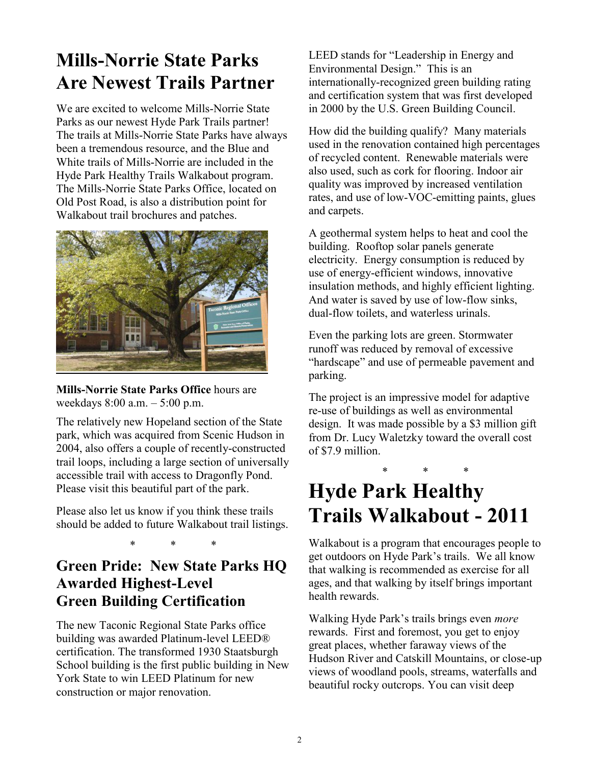# Mills-Norrie State Parks Are Newest Trails Partner

We are excited to welcome Mills-Norrie State Parks as our newest Hyde Park Trails partner! The trails at Mills-Norrie State Parks have always been a tremendous resource, and the Blue and White trails of Mills-Norrie are included in the Hyde Park Healthy Trails Walkabout program. The Mills-Norrie State Parks Office, located on Old Post Road, is also a distribution point for Walkabout trail brochures and patches.

**Mills-Norrie State Parks Office** hours are weekdays 8:00 a.m. – 5:00 p.m.

The relatively new Hopeland section of the State park, which was acquired from Scenic Hudson in 2004, also offers a couple of recently-constructed trail loops, including a large section of universally accessible trail with access to Dragonfly Pond. Please visit this beautiful part of the park.

Please also let us know if you think these trails should be added to future Walkabout trail listings.

\* \* \*

## Green Pride: New State Parks HQ Awarded Highest-Level Green Building Certification

The new Taconic Regional State Parks office building was awarded Platinum-level LEED® certification. The transformed 1930 Staatsburgh School building is the first public building in New York State to win LEED Platinum for new construction or major renovation.

LEED stands for "Leadership in Energy and Environmental Design." This is an internationally-recognized green building rating and certification system that was first developed in 2000 by the U.S. Green Building Council.

How did the building qualify? Many materials used in the renovation contained high percentages of recycled content. Renewable materials were also used, such as cork for flooring. Indoor air quality was improved by increased ventilation rates, and use of low-VOC-emitting paints, glues and carpets.

A geothermal system helps to heat and cool the building. Rooftop solar panels generate electricity. Energy consumption is reduced by use of energy-efficient windows, innovative insulation methods, and highly efficient lighting. And water is saved by use of low-flow sinks, dual-flow toilets, and waterless urinals.

Even the parking lots are green. Stormwater runoff was reduced by removal of excessive "hardscape" and use of permeable pavement and parking.

The project is an impressive model for adaptive re-use of buildings as well as environmental design. It was made possible by a $3 million gift from Dr. Lucy Waletzky toward the overall cost of $7.9 million.

\* \* \*

# Hyde Park Healthy Trails Walkabout - 2011

Walkabout is a program that encourages people to get outdoors on Hyde Park's trails. We all know that walking is recommended as exercise for all ages, and that walking by itself brings important health rewards.

Walking Hyde Park's trails brings even *more* rewards. First and foremost, you get to enjoy great places, whether faraway views of the Hudson River and Catskill Mountains, or close-up views of woodland pools, streams, waterfalls and beautiful rocky outcrops. You can visit deep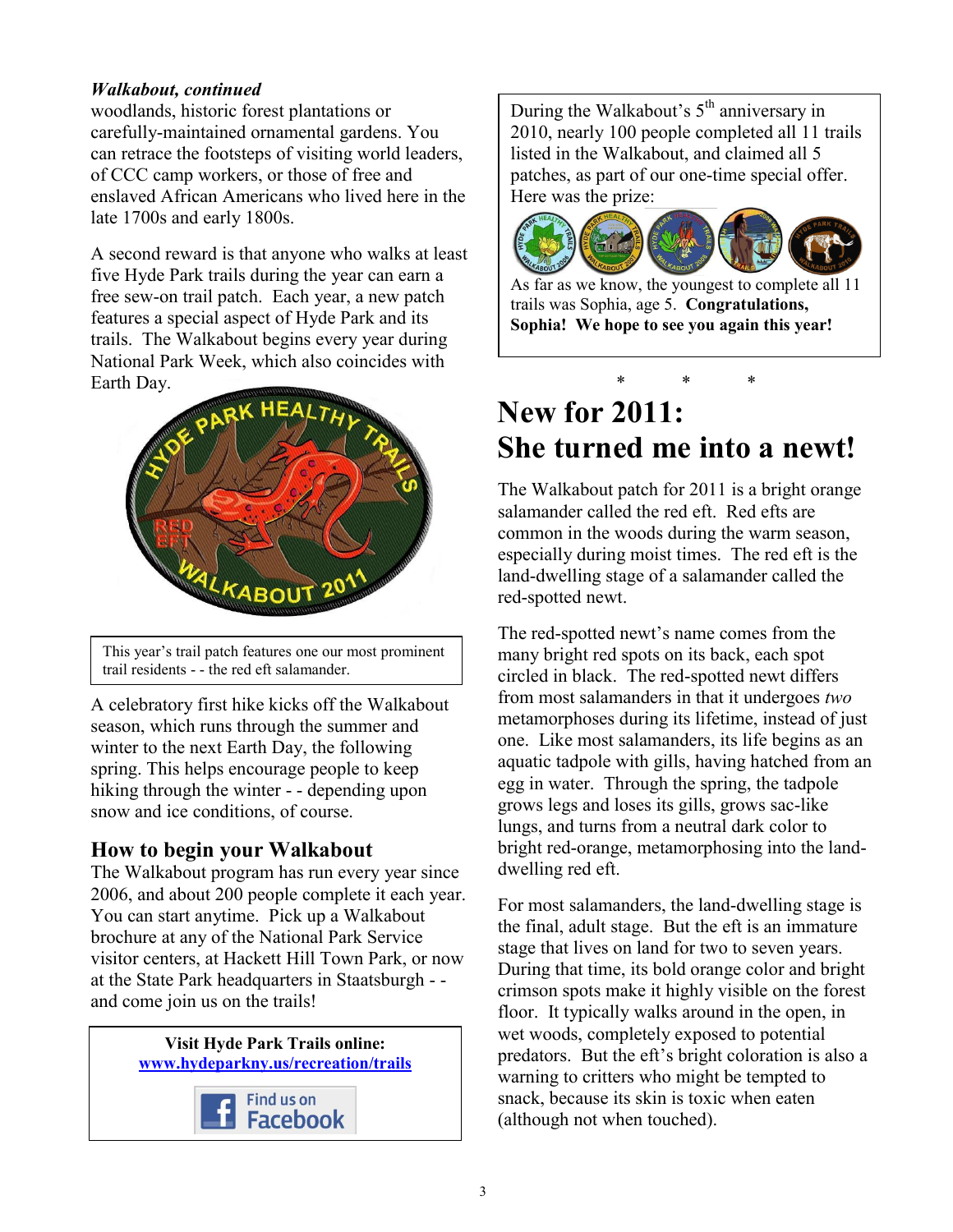***Walkabout, continued***

woodlands, historic forest plantations or carefully-maintained ornamental gardens. You can retrace the footsteps of visiting world leaders, of CCC camp workers, or those of free and enslaved African Americans who lived here in the late 1700s and early 1800s.

A second reward is that anyone who walks at least five Hyde Park trails during the year can earn a free sew-on trail patch. Each year, a new patch features a special aspect of Hyde Park and its trails. The Walkabout begins every year during National Park Week, which also coincides with Earth Day.

This year's trail patch features one our most prominent trail residents - - the red eft salamander.

A celebratory first hike kicks off the Walkabout season, which runs through the summer and winter to the next Earth Day, the following spring. This helps encourage people to keep hiking through the winter - - depending upon snow and ice conditions, of course.

## How to begin your Walkabout

The Walkabout program has run every year since 2006, and about 200 people complete it each year. You can start anytime. Pick up a Walkabout brochure at any of the National Park Service visitor centers, at Hackett Hill Town Park, or now at the State Park headquarters in Staatsburgh - - and come join us on the trails!

**Visit Hyde Park Trails online:**
**www.hydeparkny.us/recreation/trails**

Find us on Facebook

During the Walkabout's 5th anniversary in 2010, nearly 100 people completed all 11 trails listed in the Walkabout, and claimed all 5 patches, as part of our one-time special offer. Here was the prize:

As far as we know, the youngest to complete all 11 trails was Sophia, age 5. **Congratulations, Sophia! We hope to see you again this year!**

\* \* \*

# New for 2011: She turned me into a newt!

The Walkabout patch for 2011 is a bright orange salamander called the red eft. Red efts are common in the woods during the warm season, especially during moist times. The red eft is the land-dwelling stage of a salamander called the red-spotted newt.

The red-spotted newt's name comes from the many bright red spots on its back, each spot circled in black. The red-spotted newt differs from most salamanders in that it undergoes *two* metamorphoses during its lifetime, instead of just one. Like most salamanders, its life begins as an aquatic tadpole with gills, having hatched from an egg in water. Through the spring, the tadpole grows legs and loses its gills, grows sac-like lungs, and turns from a neutral dark color to bright red-orange, metamorphosing into the land-dwelling red eft.

For most salamanders, the land-dwelling stage is the final, adult stage. But the eft is an immature stage that lives on land for two to seven years. During that time, its bold orange color and bright crimson spots make it highly visible on the forest floor. It typically walks around in the open, in wet woods, completely exposed to potential predators. But the eft's bright coloration is also a warning to critters who might be tempted to snack, because its skin is toxic when eaten (although not when touched).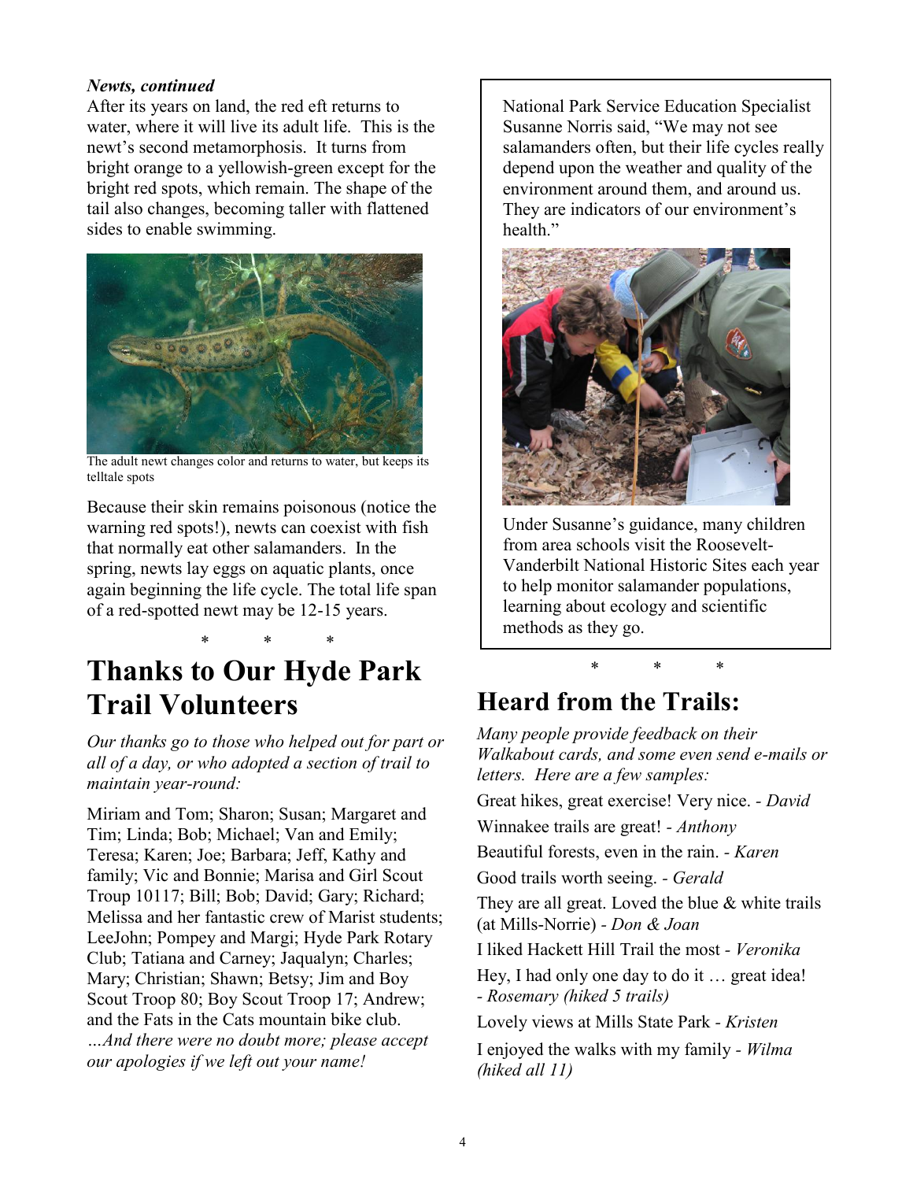***Newts, continued***

After its years on land, the red eft returns to water, where it will live its adult life. This is the newt's second metamorphosis. It turns from bright orange to a yellowish-green except for the bright red spots, which remain. The shape of the tail also changes, becoming taller with flattened sides to enable swimming.

The adult newt changes color and returns to water, but keeps its telltale spots

Because their skin remains poisonous (notice the warning red spots!), newts can coexist with fish that normally eat other salamanders. In the spring, newts lay eggs on aquatic plants, once again beginning the life cycle. The total life span of a red-spotted newt may be 12-15 years.

National Park Service Education Specialist Susanne Norris said, "We may not see salamanders often, but their life cycles really depend upon the weather and quality of the environment around them, and around us. They are indicators of our environment's health."

Under Susanne's guidance, many children from area schools visit the Roosevelt-Vanderbilt National Historic Sites each year to help monitor salamander populations, learning about ecology and scientific methods as they go.

\* \* \*

# Thanks to Our Hyde Park Trail Volunteers

*Our thanks go to those who helped out for part or all of a day, or who adopted a section of trail to maintain year-round:*

Miriam and Tom; Sharon; Susan; Margaret and Tim; Linda; Bob; Michael; Van and Emily; Teresa; Karen; Joe; Barbara; Jeff, Kathy and family; Vic and Bonnie; Marisa and Girl Scout Troup 10117; Bill; Bob; David; Gary; Richard; Melissa and her fantastic crew of Marist students; LeeJohn; Pompey and Margi; Hyde Park Rotary Club; Tatiana and Carney; Jaqualyn; Charles; Mary; Christian; Shawn; Betsy; Jim and Boy Scout Troop 80; Boy Scout Troop 17; Andrew; and the Fats in the Cats mountain bike club. *…And there were no doubt more; please accept our apologies if we left out your name!*

\* \* \*

# Heard from the Trails:

*Many people provide feedback on their Walkabout cards, and some even send e-mails or letters. Here are a few samples:*

Great hikes, great exercise! Very nice. - *David*

Winnakee trails are great! - *Anthony*

Beautiful forests, even in the rain. - *Karen*

Good trails worth seeing. - *Gerald*

They are all great. Loved the blue & white trails (at Mills-Norrie) - *Don & Joan*

I liked Hackett Hill Trail the most - *Veronika*

Hey, I had only one day to do it … great idea! - *Rosemary (hiked 5 trails)*

Lovely views at Mills State Park - *Kristen*

I enjoyed the walks with my family - *Wilma (hiked all 11)*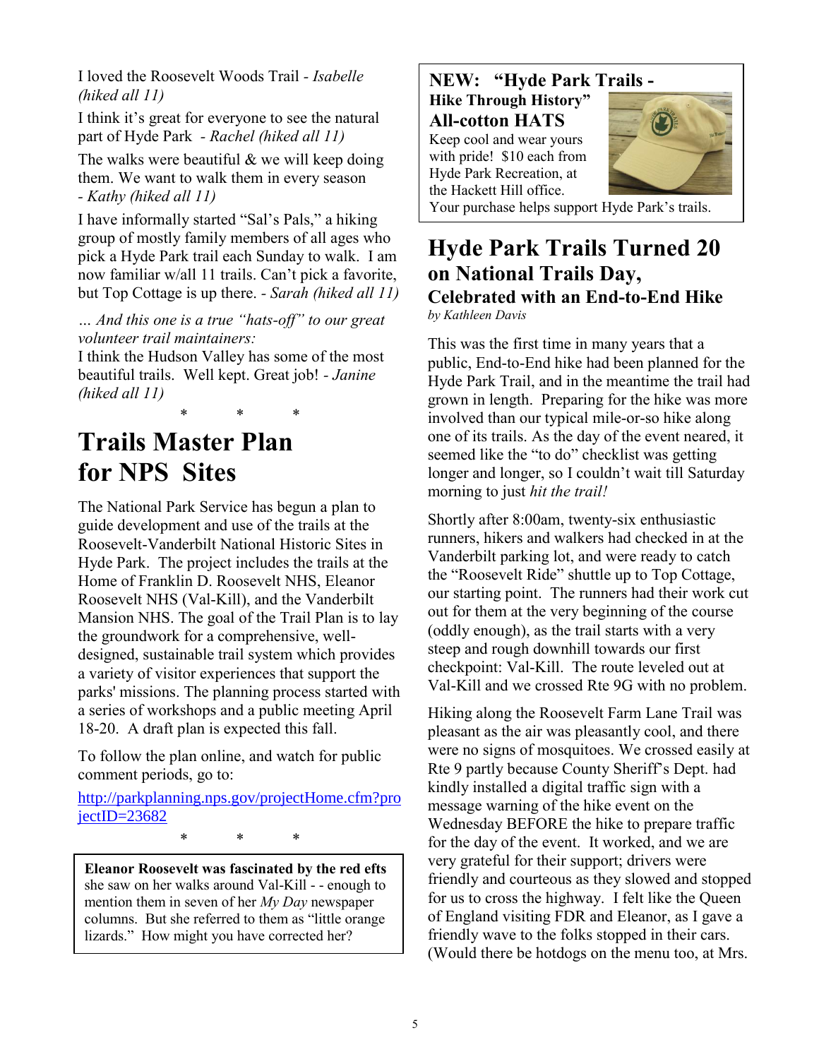I loved the Roosevelt Woods Trail - *Isabelle (hiked all 11)*

I think it's great for everyone to see the natural part of Hyde Park - *Rachel (hiked all 11)*

The walks were beautiful & we will keep doing them. We want to walk them in every season - *Kathy (hiked all 11)*

I have informally started "Sal's Pals," a hiking group of mostly family members of all ages who pick a Hyde Park trail each Sunday to walk. I am now familiar w/all 11 trails. Can't pick a favorite, but Top Cottage is up there. - *Sarah (hiked all 11)*

*… And this one is a true "hats-off" to our great volunteer trail maintainers:*

I think the Hudson Valley has some of the most beautiful trails. Well kept. Great job! - *Janine (hiked all 11)*

\*  \*  \*

# Trails Master Plan for NPS Sites

The National Park Service has begun a plan to guide development and use of the trails at the Roosevelt-Vanderbilt National Historic Sites in Hyde Park. The project includes the trails at the Home of Franklin D. Roosevelt NHS, Eleanor Roosevelt NHS (Val-Kill), and the Vanderbilt Mansion NHS. The goal of the Trail Plan is to lay the groundwork for a comprehensive, well-designed, sustainable trail system which provides a variety of visitor experiences that support the parks' missions. The planning process started with a series of workshops and a public meeting April 18-20. A draft plan is expected this fall.

To follow the plan online, and watch for public comment periods, go to:

http://parkplanning.nps.gov/projectHome.cfm?projectID=23682

\*  \*  \*

**Eleanor Roosevelt was fascinated by the red efts** she saw on her walks around Val-Kill - - enough to mention them in seven of her *My Day* newspaper columns. But she referred to them as "little orange lizards." How might you have corrected her?

## NEW: "Hyde Park Trails - Hike Through History" All-cotton HATS

Keep cool and wear yours with pride! $10 each from Hyde Park Recreation, at the Hackett Hill office.

Your purchase helps support Hyde Park's trails.

# Hyde Park Trails Turned 20 on National Trails Day,

## Celebrated with an End-to-End Hike

*by Kathleen Davis*

This was the first time in many years that a public, End-to-End hike had been planned for the Hyde Park Trail, and in the meantime the trail had grown in length. Preparing for the hike was more involved than our typical mile-or-so hike along one of its trails. As the day of the event neared, it seemed like the "to do" checklist was getting longer and longer, so I couldn't wait till Saturday morning to just *hit the trail!*

Shortly after 8:00am, twenty-six enthusiastic runners, hikers and walkers had checked in at the Vanderbilt parking lot, and were ready to catch the "Roosevelt Ride" shuttle up to Top Cottage, our starting point. The runners had their work cut out for them at the very beginning of the course (oddly enough), as the trail starts with a very steep and rough downhill towards our first checkpoint: Val-Kill. The route leveled out at Val-Kill and we crossed Rte 9G with no problem.

Hiking along the Roosevelt Farm Lane Trail was pleasant as the air was pleasantly cool, and there were no signs of mosquitoes. We crossed easily at Rte 9 partly because County Sheriff's Dept. had kindly installed a digital traffic sign with a message warning of the hike event on the Wednesday BEFORE the hike to prepare traffic for the day of the event. It worked, and we are very grateful for their support; drivers were friendly and courteous as they slowed and stopped for us to cross the highway. I felt like the Queen of England visiting FDR and Eleanor, as I gave a friendly wave to the folks stopped in their cars. (Would there be hotdogs on the menu too, at Mrs.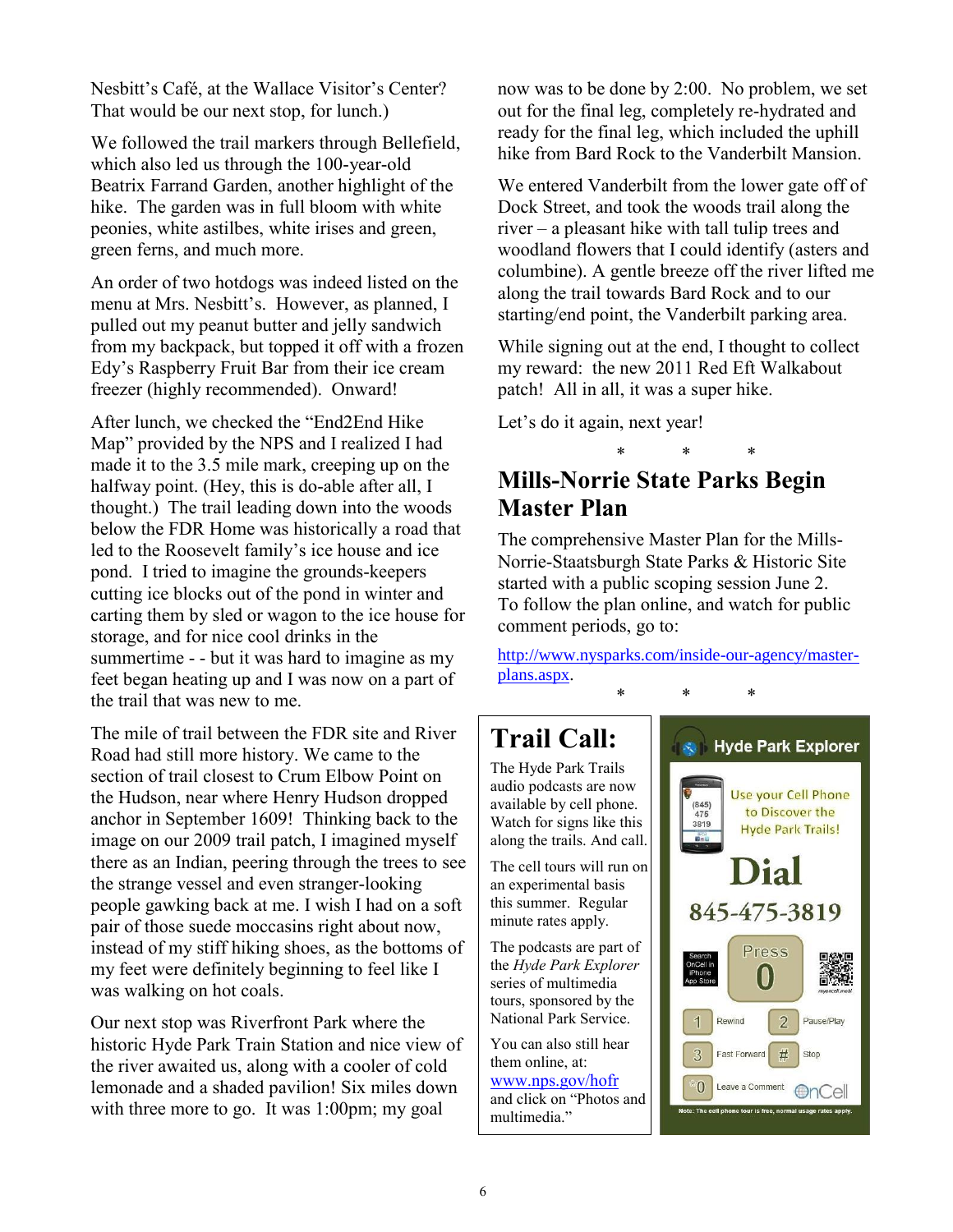Nesbitt's Café, at the Wallace Visitor's Center? That would be our next stop, for lunch.)

We followed the trail markers through Bellefield, which also led us through the 100-year-old Beatrix Farrand Garden, another highlight of the hike. The garden was in full bloom with white peonies, white astilbes, white irises and green, green ferns, and much more.

An order of two hotdogs was indeed listed on the menu at Mrs. Nesbitt's. However, as planned, I pulled out my peanut butter and jelly sandwich from my backpack, but topped it off with a frozen Edy's Raspberry Fruit Bar from their ice cream freezer (highly recommended). Onward!

After lunch, we checked the "End2End Hike Map" provided by the NPS and I realized I had made it to the 3.5 mile mark, creeping up on the halfway point. (Hey, this is do-able after all, I thought.) The trail leading down into the woods below the FDR Home was historically a road that led to the Roosevelt family's ice house and ice pond. I tried to imagine the grounds-keepers cutting ice blocks out of the pond in winter and carting them by sled or wagon to the ice house for storage, and for nice cool drinks in the summertime - - but it was hard to imagine as my feet began heating up and I was now on a part of the trail that was new to me.

The mile of trail between the FDR site and River Road had still more history. We came to the section of trail closest to Crum Elbow Point on the Hudson, near where Henry Hudson dropped anchor in September 1609! Thinking back to the image on our 2009 trail patch, I imagined myself there as an Indian, peering through the trees to see the strange vessel and even stranger-looking people gawking back at me. I wish I had on a soft pair of those suede moccasins right about now, instead of my stiff hiking shoes, as the bottoms of my feet were definitely beginning to feel like I was walking on hot coals.

Our next stop was Riverfront Park where the historic Hyde Park Train Station and nice view of the river awaited us, along with a cooler of cold lemonade and a shaded pavilion! Six miles down with three more to go. It was 1:00pm; my goal now was to be done by 2:00. No problem, we set out for the final leg, completely re-hydrated and ready for the final leg, which included the uphill hike from Bard Rock to the Vanderbilt Mansion.

We entered Vanderbilt from the lower gate off of Dock Street, and took the woods trail along the river – a pleasant hike with tall tulip trees and woodland flowers that I could identify (asters and columbine). A gentle breeze off the river lifted me along the trail towards Bard Rock and to our starting/end point, the Vanderbilt parking area.

While signing out at the end, I thought to collect my reward: the new 2011 Red Eft Walkabout patch! All in all, it was a super hike.

Let's do it again, next year!

\* \* \*

## Mills-Norrie State Parks Begin Master Plan

The comprehensive Master Plan for the Mills-Norrie-Staatsburgh State Parks & Historic Site started with a public scoping session June 2. To follow the plan online, and watch for public comment periods, go to:

http://www.nysparks.com/inside-our-agency/master-plans.aspx.

\* \* \*

## Trail Call:

The Hyde Park Trails audio podcasts are now available by cell phone. Watch for signs like this along the trails. And call.

The cell tours will run on an experimental basis this summer. Regular minute rates apply.

The podcasts are part of the *Hyde Park Explorer* series of multimedia tours, sponsored by the National Park Service.

You can also still hear them online, at: www.nps.gov/hofr and click on "Photos and multimedia."

**Hyde Park Explorer**

Use your Cell Phone to Discover the Hyde Park Trails!

**Dial**

**845-475-3819**

Press **0**

Search OnCell in iPhone App Store

1 Rewind
2 Pause/Play
3 Fast Forward
# Stop
*0 Leave a Comment

OnCell

Note: The cell phone tour is free, normal usage rates apply.